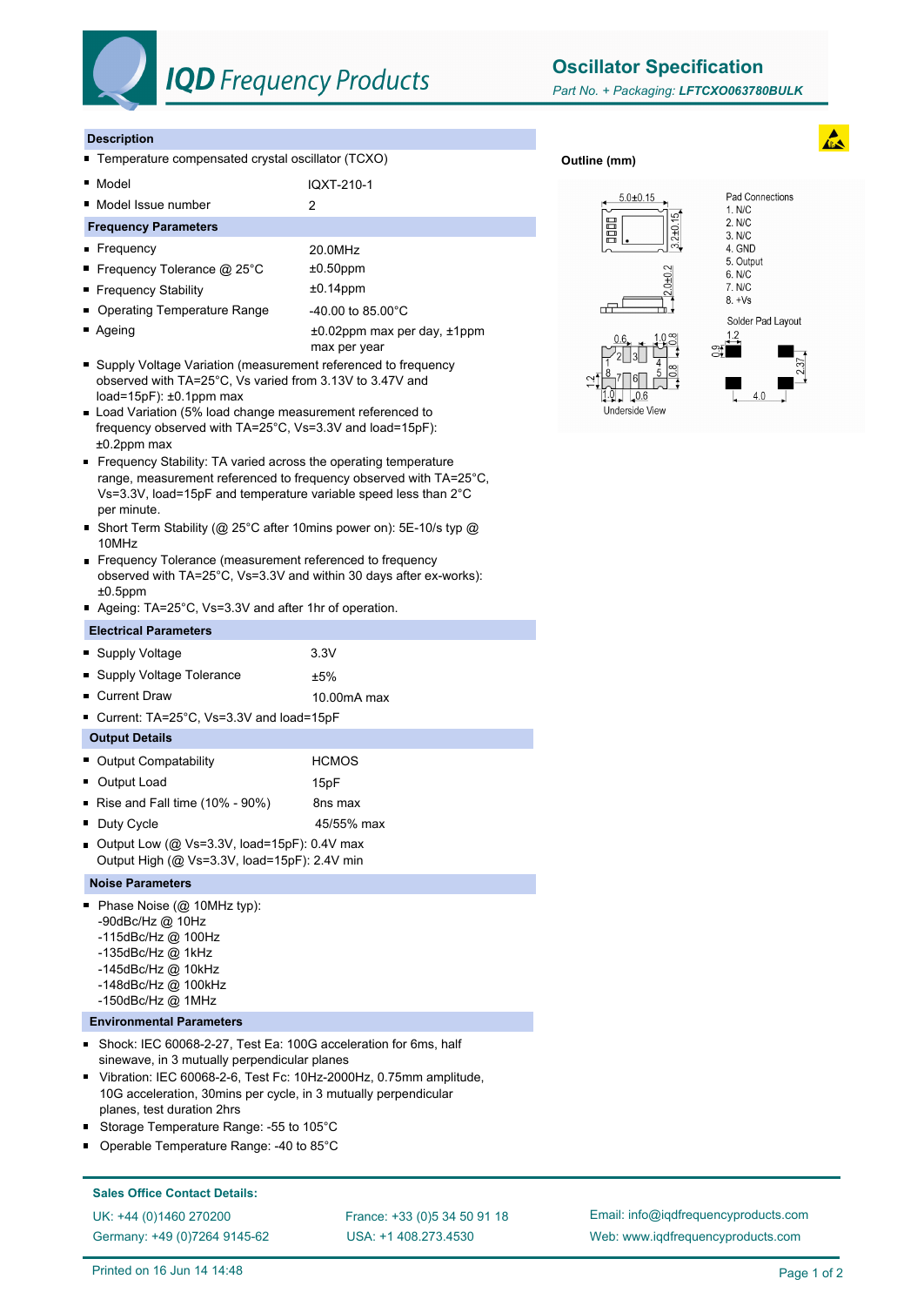# IQD Frequency Products

## Oscillator Specification

*Part No. + Packaging:* ***LFTCXO063780BULK***

### Description

- Temperature compensated crystal oscillator (TCXO)

| | |
|---|---|
| Model | IQXT-210-1 |
| Model Issue number | 2 |

### Frequency Parameters

| | |
|---|---|
| Frequency | 20.0MHz |
| Frequency Tolerance @ 25°C | ±0.50ppm |
| Frequency Stability | ±0.14ppm |
| Operating Temperature Range | -40.00 to 85.00°C |
| Ageing | ±0.02ppm max per day, ±1ppm max per year |

- Supply Voltage Variation (measurement referenced to frequency observed with TA=25°C, Vs varied from 3.13V to 3.47V and load=15pF): ±0.1ppm max
- Load Variation (5% load change measurement referenced to frequency observed with TA=25°C, Vs=3.3V and load=15pF): ±0.2ppm max
- Frequency Stability: TA varied across the operating temperature range, measurement referenced to frequency observed with TA=25°C, Vs=3.3V, load=15pF and temperature variable speed less than 2°C per minute.
- Short Term Stability (@ 25°C after 10mins power on): 5E-10/s typ @ 10MHz
- Frequency Tolerance (measurement referenced to frequency observed with TA=25°C, Vs=3.3V and within 30 days after ex-works): ±0.5ppm
- Ageing: TA=25°C, Vs=3.3V and after 1hr of operation.

### Electrical Parameters

| | |
|---|---|
| Supply Voltage | 3.3V |
| Supply Voltage Tolerance | ±5% |
| Current Draw | 10.00mA max |

- Current: TA=25°C, Vs=3.3V and load=15pF

### Output Details

| | |
|---|---|
| Output Compatability | HCMOS |
| Output Load | 15pF |
| Rise and Fall time (10% - 90%) | 8ns max |
| Duty Cycle | 45/55% max |

- Output Low (@ Vs=3.3V, load=15pF): 0.4V max
  Output High (@ Vs=3.3V, load=15pF): 2.4V min

### Noise Parameters

- Phase Noise (@ 10MHz typ):
  -90dBc/Hz @ 10Hz
  -115dBc/Hz @ 100Hz
  -135dBc/Hz @ 1kHz
  -145dBc/Hz @ 10kHz
  -148dBc/Hz @ 100kHz
  -150dBc/Hz @ 1MHz

### Environmental Parameters

- Shock: IEC 60068-2-27, Test Ea: 100G acceleration for 6ms, half sinewave, in 3 mutually perpendicular planes
- Vibration: IEC 60068-2-6, Test Fc: 10Hz-2000Hz, 0.75mm amplitude, 10G acceleration, 30mins per cycle, in 3 mutually perpendicular planes, test duration 2hrs
- Storage Temperature Range: -55 to 105°C
- Operable Temperature Range: -40 to 85°C

### Outline (mm)

5.0±0.15; 3.2±0.15; 2.0±0.2

Underside View: 0.6, 1.0, 0.8, 1.2, 1.0, 0.6, 0.8

**Pad Connections**

1. N/C
2. N/C
3. N/C
4. GND
5. Output
6. N/C
7. N/C
8. +Vs

**Solder Pad Layout**: 1.2, 0.9, 2.37, 4.0

### Sales Office Contact Details:

UK: +44 (0)1460 270200
Germany: +49 (0)7264 9145-62
France: +33 (0)5 34 50 91 18
USA: +1 408.273.4530
Email: info@iqdfrequencyproducts.com
Web: www.iqdfrequencyproducts.com

Printed on 16 Jun 14 14:48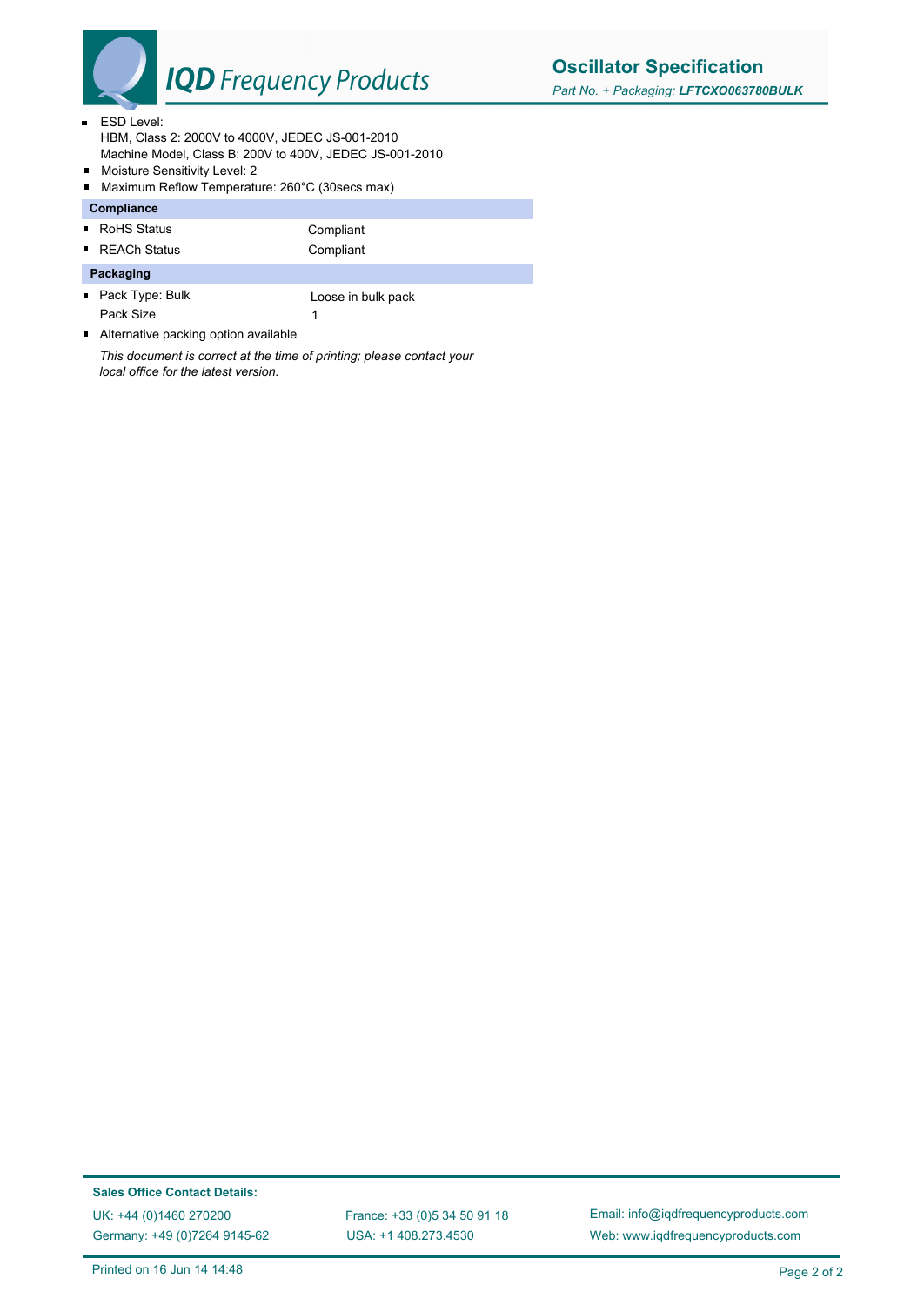- ESD Level:
  HBM, Class 2: 2000V to 4000V, JEDEC JS-001-2010
  Machine Model, Class B: 200V to 400V, JEDEC JS-001-2010
- Moisture Sensitivity Level: 2
- Maximum Reflow Temperature: 260°C (30secs max)

### Compliance

| | |
|---|---|
| RoHS Status | Compliant |
| REACh Status | Compliant |

### Packaging

| | |
|---|---|
| Pack Type: Bulk | Loose in bulk pack |
| Pack Size | 1 |

- Alternative packing option available

*This document is correct at the time of printing; please contact your local office for the latest version.*

**Sales Office Contact Details:**

UK: +44 (0)1460 270200
Germany: +49 (0)7264 9145-62
France: +33 (0)5 34 50 91 18
USA: +1 408.273.4530
Email: info@iqdfrequencyproducts.com
Web: www.iqdfrequencyproducts.com

Printed on 16 Jun 14 14:48